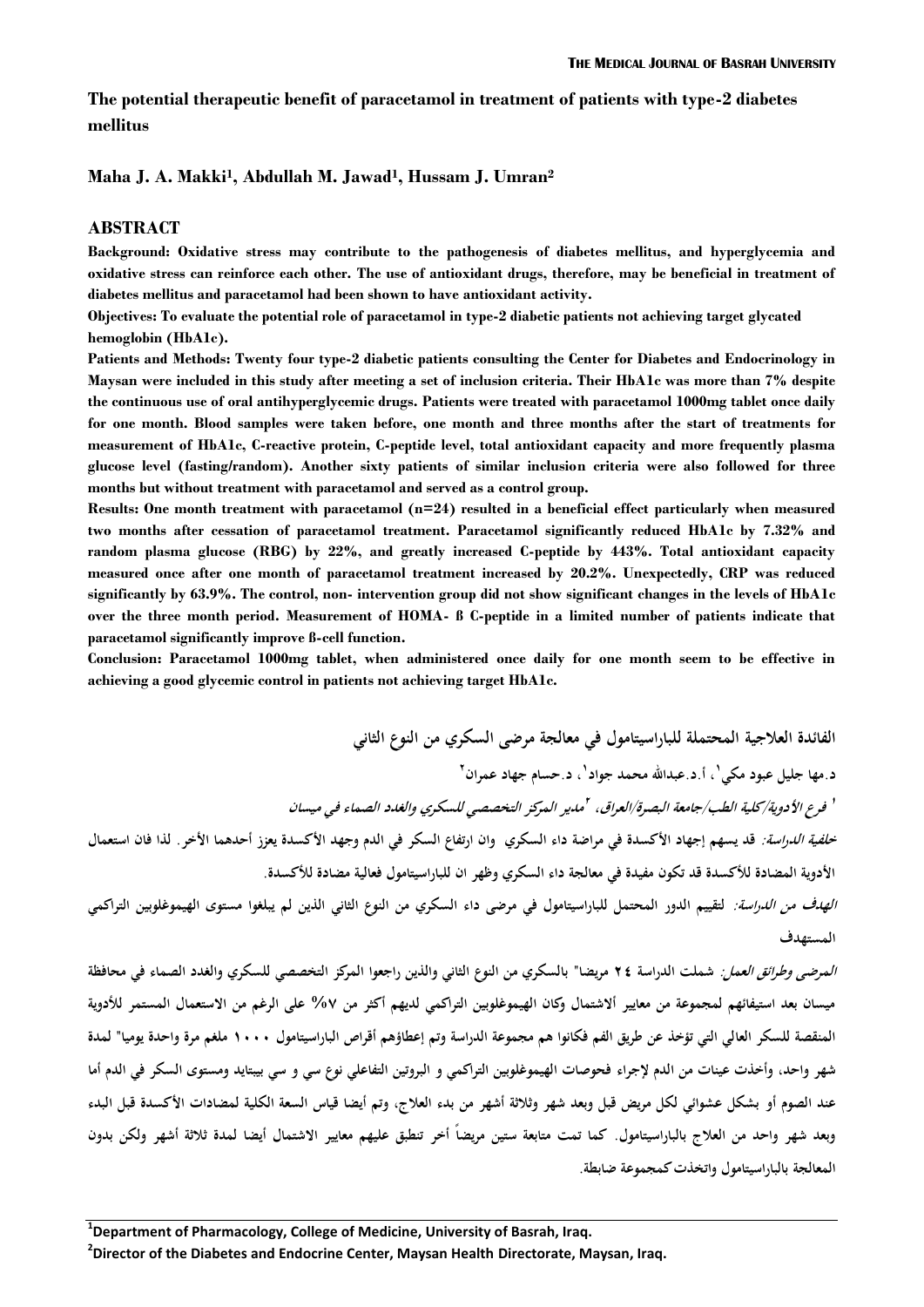# The potential therapeutic benefit of paracetamol in treatment of patients with type-2 diabetes mellitus

**Maha J. A. Makki[1], Abdullah M. Jawad[1], Hussam J. Umran[2]**

## ABSTRACT

**Background: Oxidative stress may contribute to the pathogenesis of diabetes mellitus, and hyperglycemia and oxidative stress can reinforce each other. The use of antioxidant drugs, therefore, may be beneficial in treatment of diabetes mellitus and paracetamol had been shown to have antioxidant activity.**

**Objectives: To evaluate the potential role of paracetamol in type-2 diabetic patients not achieving target glycated hemoglobin (HbA1c).**

**Patients and Methods: Twenty four type-2 diabetic patients consulting the Center for Diabetes and Endocrinology in Maysan were included in this study after meeting a set of inclusion criteria. Their HbA1c was more than 7% despite the continuous use of oral antihyperglycemic drugs. Patients were treated with paracetamol 1000mg tablet once daily for one month. Blood samples were taken before, one month and three months after the start of treatments for measurement of HbA1c, C-reactive protein, C-peptide level, total antioxidant capacity and more frequently plasma glucose level (fasting/random). Another sixty patients of similar inclusion criteria were also followed for three months but without treatment with paracetamol and served as a control group.**

**Results: One month treatment with paracetamol (n=24) resulted in a beneficial effect particularly when measured two months after cessation of paracetamol treatment. Paracetamol significantly reduced HbA1c by 7.32% and random plasma glucose (RBG) by 22%, and greatly increased C-peptide by 443%. Total antioxidant capacity measured once after one month of paracetamol treatment increased by 20.2%. Unexpectedly, CRP was reduced significantly by 63.9%. The control, non- intervention group did not show significant changes in the levels of HbA1c over the three month period. Measurement of HOMA- ß C-peptide in a limited number of patients indicate that paracetamol significantly improve ß-cell function.**

**Conclusion: Paracetamol 1000mg tablet, when administered once daily for one month seem to be effective in achieving a good glycemic control in patients not achieving target HbA1c.**

## الفائدة العلاجية المحتملة للباراسيتامول في معالجة مرضى السكري من النوع الثاني

**د.مها جليل عبود مكي[1]، أ.د.عبدالله محمد جواد[1]، د.حسام جهاد عمران[2]**

*[1] فرع الأدوية/كلية الطب/جامعة البصرة/العراق، [2]مدير المركز التخصصي للسكري والغدد الصماء في ميسان*

*خلفية الدراسة:* قد يسهم إجهاد الأكسدة في مراضة داء السكري وان ارتفاع السكر في الدم وجهد الأكسدة يعزز أحدهما الأخر. لذا فان استعمال الأدوية المضادة للأكسدة قد تكون مفيدة في معالجة داء السكري وظهر ان للباراسيتامول فعالية مضادة للأكسدة.

*الهدف من الدراسة:* لتقييم الدور المحتمل للباراسيتامول في مرضى داء السكري من النوع الثاني الذين لم يبلغوا مستوى الهيموغلوبين التراكمي المستهدف

*المرضى وطرائق العمل:* شملت الدراسة ٢٤ مريضا" بالسكري من النوع الثاني والذين راجعوا المركز التخصصي للسكري والغدد الصماء في محافظة ميسان بعد استيفائهم لمجموعة من معايير ألاشتمال وكان الهيموغلوبين التراكمي لديهم أكثر من ٧% على الرغم من الاستعمال المستمر للأدوية المنقصة للسكر العالي التي تؤخذ عن طريق الفم فكانوا هم مجموعة الدراسة وتم إعطاؤهم أقراص الباراسيتامول ١٠٠٠ ملغم مرة واحدة يوميا" لمدة شهر واحد، وأخذت عينات من الدم لإجراء فحوصات الهيموغلوبين التراكمي و البروتين التفاعلي نوع سي و سي بيبتايد ومستوى السكر في الدم أما عند الصوم أو بشكل عشوائي لكل مريض قبل وبعد شهر وثلاثة أشهر من بدء العلاج، وتم أيضا قياس السعة الكلية لمضادات الأكسدة قبل البدء وبعد شهر واحد من العلاج بالباراسيتامول. كما تمت متابعة ستين مريضاً أخر تنطبق عليهم معايير الاشتمال أيضا لمدة ثلاثة أشهر ولكن بدون المعالجة بالباراسيتامول واتخذت كمجموعة ضابطة.

---

[1]Department of Pharmacology, College of Medicine, University of Basrah, Iraq.

[2]Director of the Diabetes and Endocrine Center, Maysan Health Directorate, Maysan, Iraq.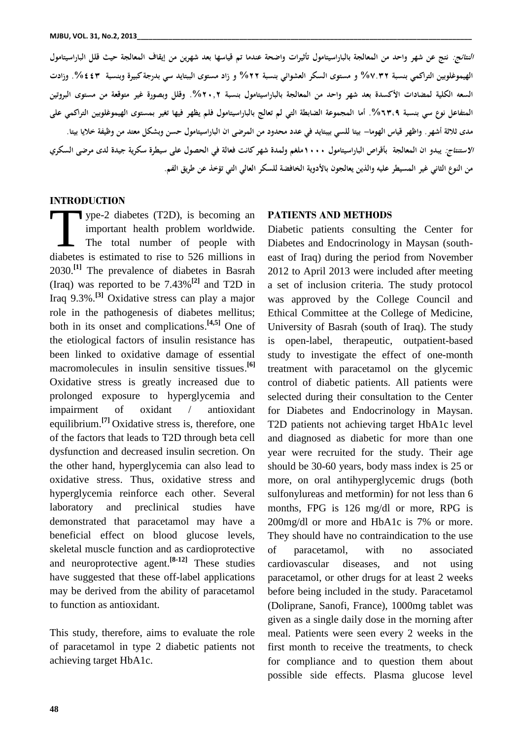*النتائج:* نتج عن شهر واحد من المعالجة بالباراسيتامول تأثيرات واضحة عندما تم قياسها بعد شهرين من إيقاف المعالجة حيث قلل الباراسيتامول الهيموغلوبين التراكمي بنسبة ٧.٣٢% و مستوى السكر العشوائي بنسبة ٢٢% و زاد مستوى الببتايد سي بدرجة كبيرة وبنسبة ٤٤٣%. وزادت السعه الكلية لمضادات الأكسدة بعد شهر واحد من المعالجة بالباراسيتامول بنسبة ٢٠,٢%. وقلل وبصورة غير متوقعة من مستوى البروتين المتفاعل نوع سي بنسبة ٦٣،٩%. أما المجموعة الضابطة التي لم تعالج بالباراسيتامول فلم يظهر فيها تغير بمستوى الهيموغلوبين التراكمي على مدى ثلاثة أشهر. واظهر قياس الهوما- بيتا للسي بيبتايد في عدد محدود من المرضى ان الباراسيتامول حسن وبشكل معتد من وظيفة خلايا بيتا.

*الاستنتاج:* يبدو ان المعالجة بأقراص الباراسيتامول ١٠٠٠ملغم ولمدة شهر كانت فعالة في الحصول على سيطرة سكرية جيدة لدى مرضى السكري من النوع الثاني غير المسيطر عليه والذين يعالجون بالأدوية الخافضة للسكر العالي التي تؤخذ عن طريق الفم.

## INTRODUCTION

Type-2 diabetes (T2D), is becoming an important health problem worldwide. The total number of people with diabetes is estimated to rise to 526 millions in 2030.[1] The prevalence of diabetes in Basrah (Iraq) was reported to be 7.43%[2] and T2D in Iraq 9.3%.[3] Oxidative stress can play a major role in the pathogenesis of diabetes mellitus; both in its onset and complications.[4,5] One of the etiological factors of insulin resistance has been linked to oxidative damage of essential macromolecules in insulin sensitive tissues.[6] Oxidative stress is greatly increased due to prolonged exposure to hyperglycemia and impairment of oxidant / antioxidant equilibrium.[7] Oxidative stress is, therefore, one of the factors that leads to T2D through beta cell dysfunction and decreased insulin secretion. On the other hand, hyperglycemia can also lead to oxidative stress. Thus, oxidative stress and hyperglycemia reinforce each other. Several laboratory and preclinical studies have demonstrated that paracetamol may have a beneficial effect on blood glucose levels, skeletal muscle function and as cardioprotective and neuroprotective agent.[8-12] These studies have suggested that these off-label applications may be derived from the ability of paracetamol to function as antioxidant.

This study, therefore, aims to evaluate the role of paracetamol in type 2 diabetic patients not achieving target HbA1c.

## PATIENTS AND METHODS

Diabetic patients consulting the Center for Diabetes and Endocrinology in Maysan (south-east of Iraq) during the period from November 2012 to April 2013 were included after meeting a set of inclusion criteria. The study protocol was approved by the College Council and Ethical Committee at the College of Medicine, University of Basrah (south of Iraq). The study is open-label, therapeutic, outpatient-based study to investigate the effect of one-month treatment with paracetamol on the glycemic control of diabetic patients. All patients were selected during their consultation to the Center for Diabetes and Endocrinology in Maysan. T2D patients not achieving target HbA1c level and diagnosed as diabetic for more than one year were recruited for the study. Their age should be 30-60 years, body mass index is 25 or more, on oral antihyperglycemic drugs (both sulfonylureas and metformin) for not less than 6 months, FPG is 126 mg/dl or more, RPG is 200mg/dl or more and HbA1c is 7% or more. They should have no contraindication to the use of paracetamol, with no associated cardiovascular diseases, and not using paracetamol, or other drugs for at least 2 weeks before being included in the study. Paracetamol (Doliprane, Sanofi, France), 1000mg tablet was given as a single daily dose in the morning after meal. Patients were seen every 2 weeks in the first month to receive the treatments, to check for compliance and to question them about possible side effects. Plasma glucose level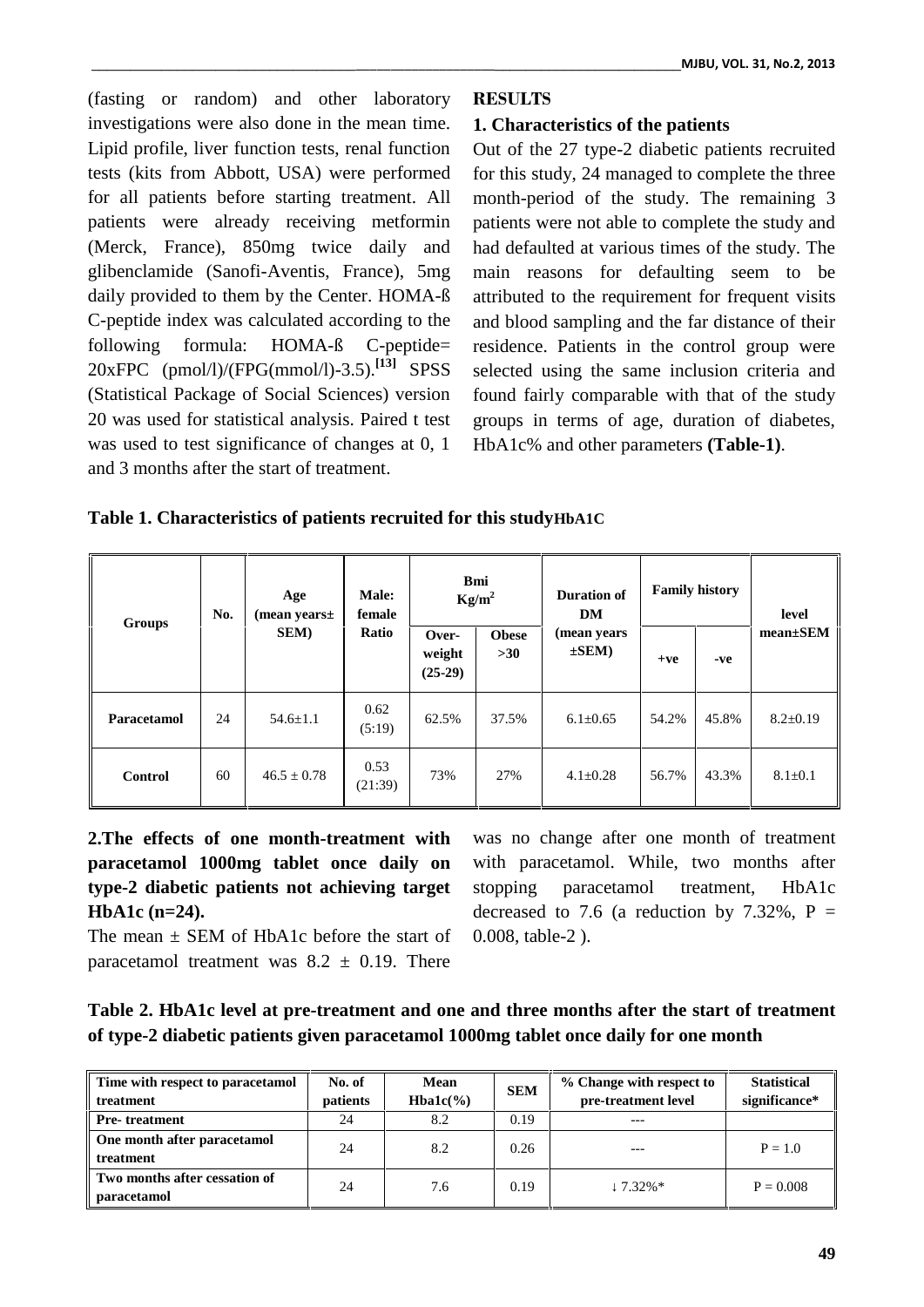(fasting or random) and other laboratory investigations were also done in the mean time. Lipid profile, liver function tests, renal function tests (kits from Abbott, USA) were performed for all patients before starting treatment. All patients were already receiving metformin (Merck, France), 850mg twice daily and glibenclamide (Sanofi-Aventis, France), 5mg daily provided to them by the Center. HOMA-ß C-peptide index was calculated according to the following formula: HOMA-ß C-peptide= 20xFPC (pmol/l)/(FPG(mmol/l)-3.5).[13] SPSS (Statistical Package of Social Sciences) version 20 was used for statistical analysis. Paired t test was used to test significance of changes at 0, 1 and 3 months after the start of treatment.

## RESULTS

### 1. Characteristics of the patients

Out of the 27 type-2 diabetic patients recruited for this study, 24 managed to complete the three month-period of the study. The remaining 3 patients were not able to complete the study and had defaulted at various times of the study. The main reasons for defaulting seem to be attributed to the requirement for frequent visits and blood sampling and the far distance of their residence. Patients in the control group were selected using the same inclusion criteria and found fairly comparable with that of the study groups in terms of age, duration of diabetes, HbA1c% and other parameters **(Table-1)**.

**Table 1. Characteristics of patients recruited for this studyHbA1C**

| Groups | No. | Age (mean years± SEM) | Male: female Ratio | Bmi $Kg/m^2$ | | Duration of DM (mean years ±SEM) | Family history | | level mean±SEM |
|---|---|---|---|---|---|---|---|---|---|
| | | | | Over-weight (25-29) | Obese >30 | | +ve | -ve | |
| **Paracetamol** | 24 | 54.6±1.1 | 0.62 (5:19) | 62.5% | 37.5% | 6.1±0.65 | 54.2% | 45.8% | 8.2±0.19 |
| **Control** | 60 | 46.5 ± 0.78 | 0.53 (21:39) | 73% | 27% | 4.1±0.28 | 56.7% | 43.3% | 8.1±0.1 |

### 2.The effects of one month-treatment with paracetamol 1000mg tablet once daily on type-2 diabetic patients not achieving target HbA1c (n=24).

The mean ± SEM of HbA1c before the start of paracetamol treatment was 8.2 ± 0.19. There was no change after one month of treatment with paracetamol. While, two months after stopping paracetamol treatment, HbA1c decreased to 7.6 (a reduction by 7.32%, P = 0.008, table-2 ).

**Table 2. HbA1c level at pre-treatment and one and three months after the start of treatment of type-2 diabetic patients given paracetamol 1000mg tablet once daily for one month**

| Time with respect to paracetamol treatment | No. of patients | Mean Hba1c(%) | SEM | % Change with respect to pre-treatment level | Statistical significance* |
|---|---|---|---|---|---|
| **Pre- treatment** | 24 | 8.2 | 0.19 | --- | |
| **One month after paracetamol treatment** | 24 | 8.2 | 0.26 | --- | P = 1.0 |
| **Two months after cessation of paracetamol** | 24 | 7.6 | 0.19 | ↓ 7.32%* | P = 0.008 |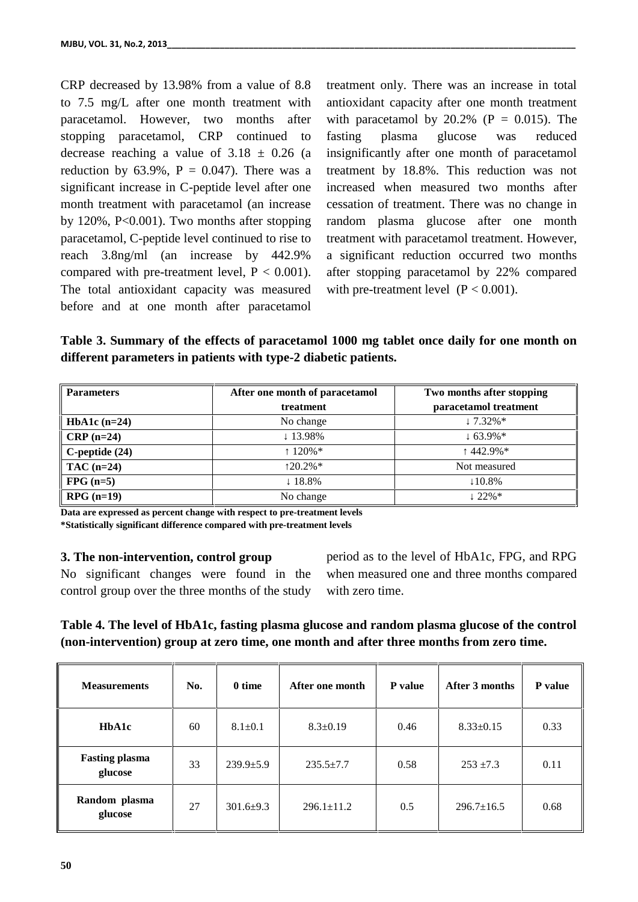CRP decreased by 13.98% from a value of 8.8 to 7.5 mg/L after one month treatment with paracetamol. However, two months after stopping paracetamol, CRP continued to decrease reaching a value of 3.18 ± 0.26 (a reduction by 63.9%, P = 0.047). There was a significant increase in C-peptide level after one month treatment with paracetamol (an increase by 120%, P<0.001). Two months after stopping paracetamol, C-peptide level continued to rise to reach 3.8ng/ml (an increase by 442.9% compared with pre-treatment level, P < 0.001). The total antioxidant capacity was measured before and at one month after paracetamol treatment only. There was an increase in total antioxidant capacity after one month treatment with paracetamol by 20.2% (P = 0.015). The fasting plasma glucose was reduced insignificantly after one month of paracetamol treatment by 18.8%. This reduction was not increased when measured two months after cessation of treatment. There was no change in random plasma glucose after one month treatment with paracetamol treatment. However, a significant reduction occurred two months after stopping paracetamol by 22% compared with pre-treatment level (P < 0.001).

**Table 3. Summary of the effects of paracetamol 1000 mg tablet once daily for one month on different parameters in patients with type-2 diabetic patients.**

| Parameters | After one month of paracetamol treatment | Two months after stopping paracetamol treatment |
|---|---|---|
| **HbA1c (n=24)** | No change | ↓ 7.32%* |
| **CRP (n=24)** | ↓ 13.98% | ↓ 63.9%* |
| **C-peptide (24)** | ↑ 120%* | ↑ 442.9%* |
| **TAC (n=24)** | ↑20.2%* | Not measured |
| **FPG (n=5)** | ↓ 18.8% | ↓10.8% |
| **RPG (n=19)** | No change | ↓ 22%* |

**Data are expressed as percent change with respect to pre-treatment levels**
**\*Statistically significant difference compared with pre-treatment levels**

### 3. The non-intervention, control group

No significant changes were found in the control group over the three months of the study period as to the level of HbA1c, FPG, and RPG when measured one and three months compared with zero time.

**Table 4. The level of HbA1c, fasting plasma glucose and random plasma glucose of the control (non-intervention) group at zero time, one month and after three months from zero time.**

| Measurements | No. | 0 time | After one month | P value | After 3 months | P value |
|---|---|---|---|---|---|---|
| **HbA1c** | 60 | 8.1±0.1 | 8.3±0.19 | 0.46 | 8.33±0.15 | 0.33 |
| **Fasting plasma glucose** | 33 | 239.9±5.9 | 235.5±7.7 | 0.58 | 253 ±7.3 | 0.11 |
| **Random plasma glucose** | 27 | 301.6±9.3 | 296.1±11.2 | 0.5 | 296.7±16.5 | 0.68 |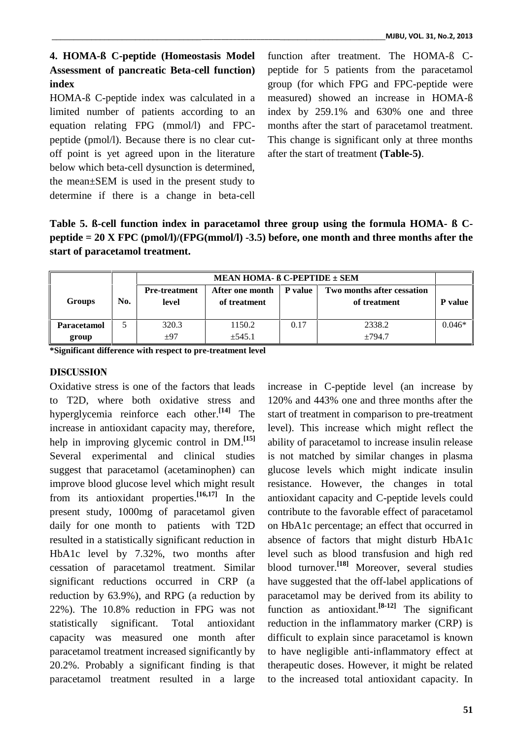### 4. HOMA-ß C-peptide (Homeostasis Model Assessment of pancreatic Beta-cell function) index

HOMA-ß C-peptide index was calculated in a limited number of patients according to an equation relating FPG (mmol/l) and FPC-peptide (pmol/l). Because there is no clear cut-off point is yet agreed upon in the literature below which beta-cell dysunction is determined, the mean±SEM is used in the present study to determine if there is a change in beta-cell function after treatment. The HOMA-ß C-peptide for 5 patients from the paracetamol group (for which FPG and FPC-peptide were measured) showed an increase in HOMA-ß index by 259.1% and 630% one and three months after the start of paracetamol treatment. This change is significant only at three months after the start of treatment **(Table-5)**.

**Table 5. ß-cell function index in paracetamol three group using the formula HOMA- ß C-peptide = 20 X FPC (pmol/l)/(FPG(mmol/l) -3.5) before, one month and three months after the start of paracetamol treatment.**

| | | MEAN HOMA- ß C-PEPTIDE ± SEM | | | | |
|---|---|---|---|---|---|---|
| **Groups** | **No.** | **Pre-treatment level** | **After one month of treatment** | **P value** | **Two months after cessation of treatment** | **P value** |
| **Paracetamol group** | 5 | 320.3 ±97 | 1150.2 ±545.1 | 0.17 | 2338.2 ±794.7 | 0.046* |

**\*Significant difference with respect to pre-treatment level**

## DISCUSSION

Oxidative stress is one of the factors that leads to T2D, where both oxidative stress and hyperglycemia reinforce each other.[14] The increase in antioxidant capacity may, therefore, help in improving glycemic control in DM.[15] Several experimental and clinical studies suggest that paracetamol (acetaminophen) can improve blood glucose level which might result from its antioxidant properties.[16,17] In the present study, 1000mg of paracetamol given daily for one month to patients with T2D resulted in a statistically significant reduction in HbA1c level by 7.32%, two months after cessation of paracetamol treatment. Similar significant reductions occurred in CRP (a reduction by 63.9%), and RPG (a reduction by 22%). The 10.8% reduction in FPG was not statistically significant. Total antioxidant capacity was measured one month after paracetamol treatment increased significantly by 20.2%. Probably a significant finding is that paracetamol treatment resulted in a large increase in C-peptide level (an increase by 120% and 443% one and three months after the start of treatment in comparison to pre-treatment level). This increase which might reflect the ability of paracetamol to increase insulin release is not matched by similar changes in plasma glucose levels which might indicate insulin resistance. However, the changes in total antioxidant capacity and C-peptide levels could contribute to the favorable effect of paracetamol on HbA1c percentage; an effect that occurred in absence of factors that might disturb HbA1c level such as blood transfusion and high red blood turnover.[18] Moreover, several studies have suggested that the off-label applications of paracetamol may be derived from its ability to function as antioxidant.[8-12] The significant reduction in the inflammatory marker (CRP) is difficult to explain since paracetamol is known to have negligible anti-inflammatory effect at therapeutic doses. However, it might be related to the increased total antioxidant capacity. In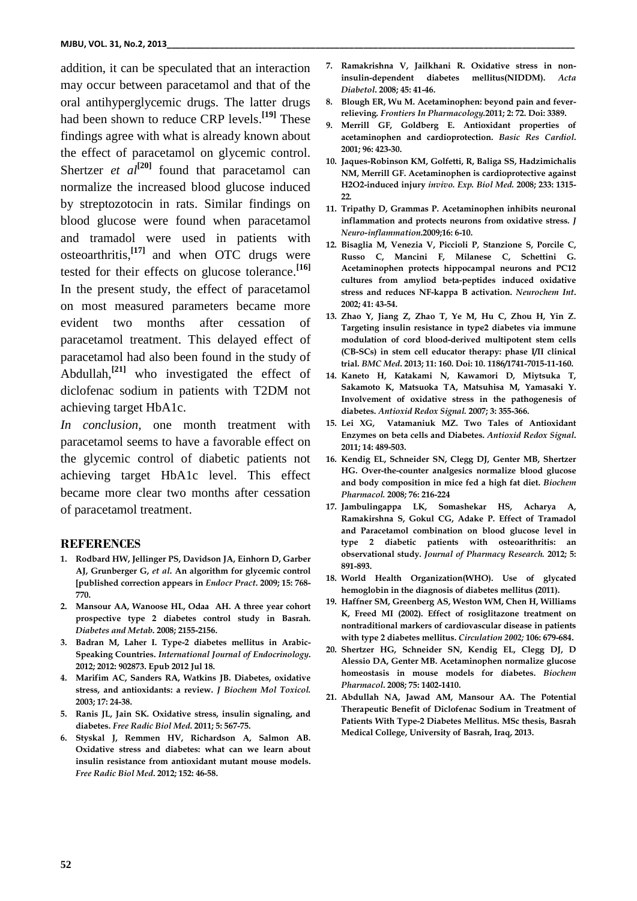addition, it can be speculated that an interaction may occur between paracetamol and that of the oral antihyperglycemic drugs. The latter drugs had been shown to reduce CRP levels.[19] These findings agree with what is already known about the effect of paracetamol on glycemic control. Shertzer *et al*[20] found that paracetamol can normalize the increased blood glucose induced by streptozotocin in rats. Similar findings on blood glucose were found when paracetamol and tramadol were used in patients with osteoarthritis,[17] and when OTC drugs were tested for their effects on glucose tolerance.[16] In the present study, the effect of paracetamol on most measured parameters became more evident two months after cessation of paracetamol treatment. This delayed effect of paracetamol had also been found in the study of Abdullah,[21] who investigated the effect of diclofenac sodium in patients with T2DM not achieving target HbA1c.

*In conclusion*, one month treatment with paracetamol seems to have a favorable effect on the glycemic control of diabetic patients not achieving target HbA1c level. This effect became more clear two months after cessation of paracetamol treatment.

## REFERENCES

1. Rodbard HW, Jellinger PS, Davidson JA, Einhorn D, Garber AJ, Grunberger G, *et al*. An algorithm for glycemic control [published correction appears in *Endocr Pract*. 2009; 15: 768-770.
2. Mansour AA, Wanoose HL, Odaa AH. A three year cohort prospective type 2 diabetes control study in Basrah. *Diabetes and Metab*. 2008; 2155-2156.
3. Badran M, Laher I. Type-2 diabetes mellitus in Arabic-Speaking Countries. *International Journal of Endocrinology*. 2012; 2012: 902873. Epub 2012 Jul 18.
4. Marifim AC, Sanders RA, Watkins JB. Diabetes, oxidative stress, and antioxidants: a review. *J Biochem Mol Toxicol*. 2003; 17: 24-38.
5. Ranis JL, Jain SK. Oxidative stress, insulin signaling, and diabetes. *Free Radic Biol Med*. 2011; 5: 567-75.
6. Styskal J, Remmen HV, Richardson A, Salmon AB. Oxidative stress and diabetes: what can we learn about insulin resistance from antioxidant mutant mouse models. *Free Radic Biol Med*. 2012; 152: 46-58.
7. Ramakrishna V, Jailkhani R. Oxidative stress in non-insulin-dependent diabetes mellitus(NIDDM). *Acta Diabetol*. 2008; 45: 41-46.
8. Blough ER, Wu M. Acetaminophen: beyond pain and fever-relieving. *Frontiers In Pharmacology*.2011; 2: 72. Doi: 3389.
9. Merrill GF, Goldberg E. Antioxidant properties of acetaminophen and cardioprotection. *Basic Res Cardiol*. 2001; 96: 423-30.
10. Jaques-Robinson KM, Golfetti, R, Baliga SS, Hadzimichalis NM, Merrill GF. Acetaminophen is cardioprotective against H2O2-induced injury *invivo*. *Exp. Biol Med.* 2008; 233: 1315-22.
11. Tripathy D, Grammas P. Acetaminophen inhibits neuronal inflammation and protects neurons from oxidative stress. *J Neuro-inflammation*.2009;16: 6-10.
12. Bisaglia M, Venezia V, Piccioli P, Stanzione S, Porcile C, Russo C, Mancini F, Milanese C, Schettini G. Acetaminophen protects hippocampal neurons and PC12 cultures from amyliod beta-peptides induced oxidative stress and reduces NF-kappa B activation. *Neurochem Int*. 2002; 41: 43-54.
13. Zhao Y, Jiang Z, Zhao T, Ye M, Hu C, Zhou H, Yin Z. Targeting insulin resistance in type2 diabetes via immune modulation of cord blood-derived multipotent stem cells (CB-SCs) in stem cell educator therapy: phase I/II clinical trial. *BMC Med*. 2013; 11: 160. Doi: 10. 1186/1741-7015-11-160.
14. Kaneto H, Katakami N, Kawamori D, Miytsuka T, Sakamoto K, Matsuoka TA, Matsuhisa M, Yamasaki Y. Involvement of oxidative stress in the pathogenesis of diabetes. *Antioxid Redox Signal.* 2007; 3: 355-366.
15. Lei XG, Vatamaniuk MZ. Two Tales of Antioxidant Enzymes on beta cells and Diabetes. *Antioxid Redox Signal*. 2011; 14: 489-503.
16. Kendig EL, Schneider SN, Clegg DJ, Genter MB, Shertzer HG. Over-the-counter analgesics normalize blood glucose and body composition in mice fed a high fat diet. *Biochem Pharmacol.* 2008; 76: 216-224
17. Jambulingappa LK, Somashekar HS, Acharya A, Ramakirshna S, Gokul CG, Adake P. Effect of Tramadol and Paracetamol combination on blood glucose level in type 2 diabetic patients with osteoarithritis: an observational study. *Journal of Pharmacy Research.* 2012; 5: 891-893.
18. World Health Organization(WHO). Use of glycated hemoglobin in the diagnosis of diabetes mellitus (2011).
19. Haffner SM, Greenberg AS, Weston WM, Chen H, Williams K, Freed MI (2002). Effect of rosiglitazone treatment on nontraditional markers of cardiovascular disease in patients with type 2 diabetes mellitus. *Circulation 2002;* 106: 679-684.
20. Shertzer HG, Schneider SN, Kendig EL, Clegg DJ, D Alessio DA, Genter MB. Acetaminophen normalize glucose homeostasis in mouse models for diabetes. *Biochem Pharmacol*. 2008; 75: 1402-1410.
21. Abdullah NA, Jawad AM, Mansour AA. The Potential Therapeutic Benefit of Diclofenac Sodium in Treatment of Patients With Type-2 Diabetes Mellitus. MSc thesis, Basrah Medical College, University of Basrah, Iraq, 2013.